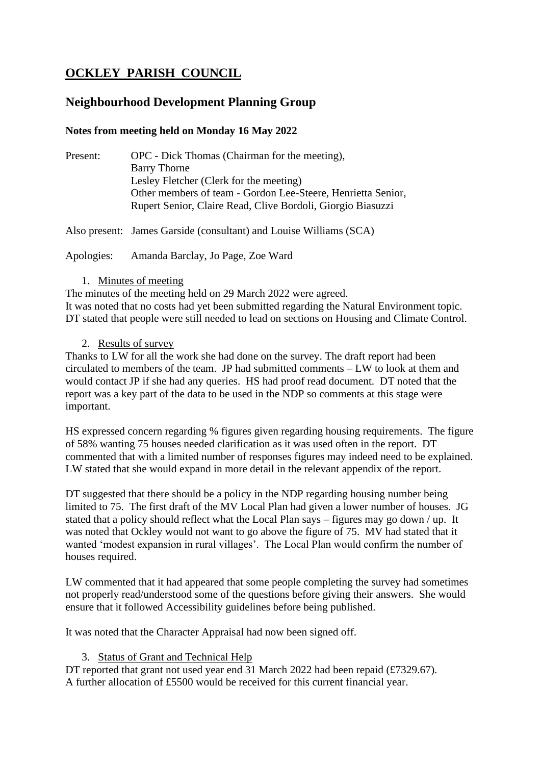# OCKLEY PARISH COUNCIL

## Neighbourhood Development Planning Group

**Notes from meeting held on Monday 16 May 2022**

Present: OPC - Dick Thomas (Chairman for the meeting),
Barry Thorne
Lesley Fletcher (Clerk for the meeting)
Other members of team - Gordon Lee-Steere, Henrietta Senior,
Rupert Senior, Claire Read, Clive Bordoli, Giorgio Biasuzzi

Also present: James Garside (consultant) and Louise Williams (SCA)

Apologies: Amanda Barclay, Jo Page, Zoe Ward

1. Minutes of meeting

The minutes of the meeting held on 29 March 2022 were agreed.
It was noted that no costs had yet been submitted regarding the Natural Environment topic.
DT stated that people were still needed to lead on sections on Housing and Climate Control.

2. Results of survey

Thanks to LW for all the work she had done on the survey. The draft report had been circulated to members of the team. JP had submitted comments – LW to look at them and would contact JP if she had any queries. HS had proof read document. DT noted that the report was a key part of the data to be used in the NDP so comments at this stage were important.

HS expressed concern regarding % figures given regarding housing requirements. The figure of 58% wanting 75 houses needed clarification as it was used often in the report. DT commented that with a limited number of responses figures may indeed need to be explained. LW stated that she would expand in more detail in the relevant appendix of the report.

DT suggested that there should be a policy in the NDP regarding housing number being limited to 75. The first draft of the MV Local Plan had given a lower number of houses. JG stated that a policy should reflect what the Local Plan says – figures may go down / up. It was noted that Ockley would not want to go above the figure of 75. MV had stated that it wanted 'modest expansion in rural villages'. The Local Plan would confirm the number of houses required.

LW commented that it had appeared that some people completing the survey had sometimes not properly read/understood some of the questions before giving their answers. She would ensure that it followed Accessibility guidelines before being published.

It was noted that the Character Appraisal had now been signed off.

3. Status of Grant and Technical Help

DT reported that grant not used year end 31 March 2022 had been repaid (£7329.67).
A further allocation of £5500 would be received for this current financial year.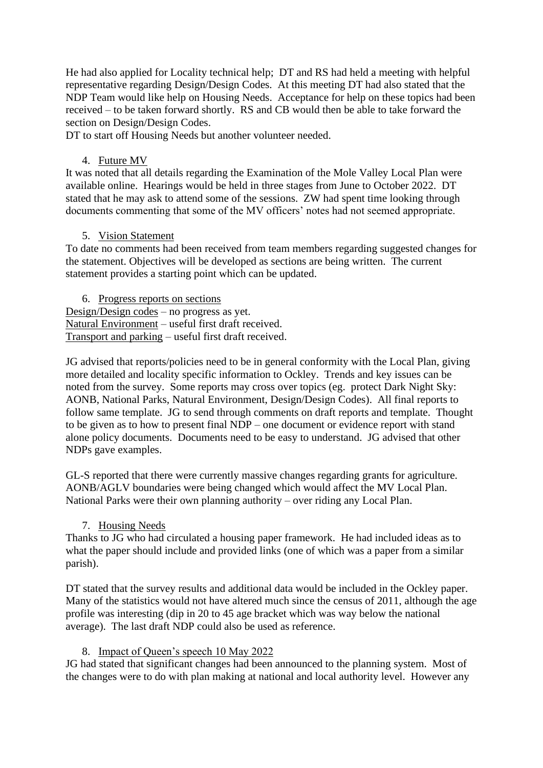He had also applied for Locality technical help; DT and RS had held a meeting with helpful representative regarding Design/Design Codes. At this meeting DT had also stated that the NDP Team would like help on Housing Needs. Acceptance for help on these topics had been received – to be taken forward shortly. RS and CB would then be able to take forward the section on Design/Design Codes.
DT to start off Housing Needs but another volunteer needed.

4. Future MV

It was noted that all details regarding the Examination of the Mole Valley Local Plan were available online. Hearings would be held in three stages from June to October 2022. DT stated that he may ask to attend some of the sessions. ZW had spent time looking through documents commenting that some of the MV officers' notes had not seemed appropriate.

5. Vision Statement

To date no comments had been received from team members regarding suggested changes for the statement. Objectives will be developed as sections are being written. The current statement provides a starting point which can be updated.

6. Progress reports on sections

Design/Design codes – no progress as yet.
Natural Environment – useful first draft received.
Transport and parking – useful first draft received.

JG advised that reports/policies need to be in general conformity with the Local Plan, giving more detailed and locality specific information to Ockley. Trends and key issues can be noted from the survey. Some reports may cross over topics (eg. protect Dark Night Sky: AONB, National Parks, Natural Environment, Design/Design Codes). All final reports to follow same template. JG to send through comments on draft reports and template. Thought to be given as to how to present final NDP – one document or evidence report with stand alone policy documents. Documents need to be easy to understand. JG advised that other NDPs gave examples.

GL-S reported that there were currently massive changes regarding grants for agriculture. AONB/AGLV boundaries were being changed which would affect the MV Local Plan. National Parks were their own planning authority – over riding any Local Plan.

7. Housing Needs

Thanks to JG who had circulated a housing paper framework. He had included ideas as to what the paper should include and provided links (one of which was a paper from a similar parish).

DT stated that the survey results and additional data would be included in the Ockley paper. Many of the statistics would not have altered much since the census of 2011, although the age profile was interesting (dip in 20 to 45 age bracket which was way below the national average). The last draft NDP could also be used as reference.

8. Impact of Queen's speech 10 May 2022

JG had stated that significant changes had been announced to the planning system. Most of the changes were to do with plan making at national and local authority level. However any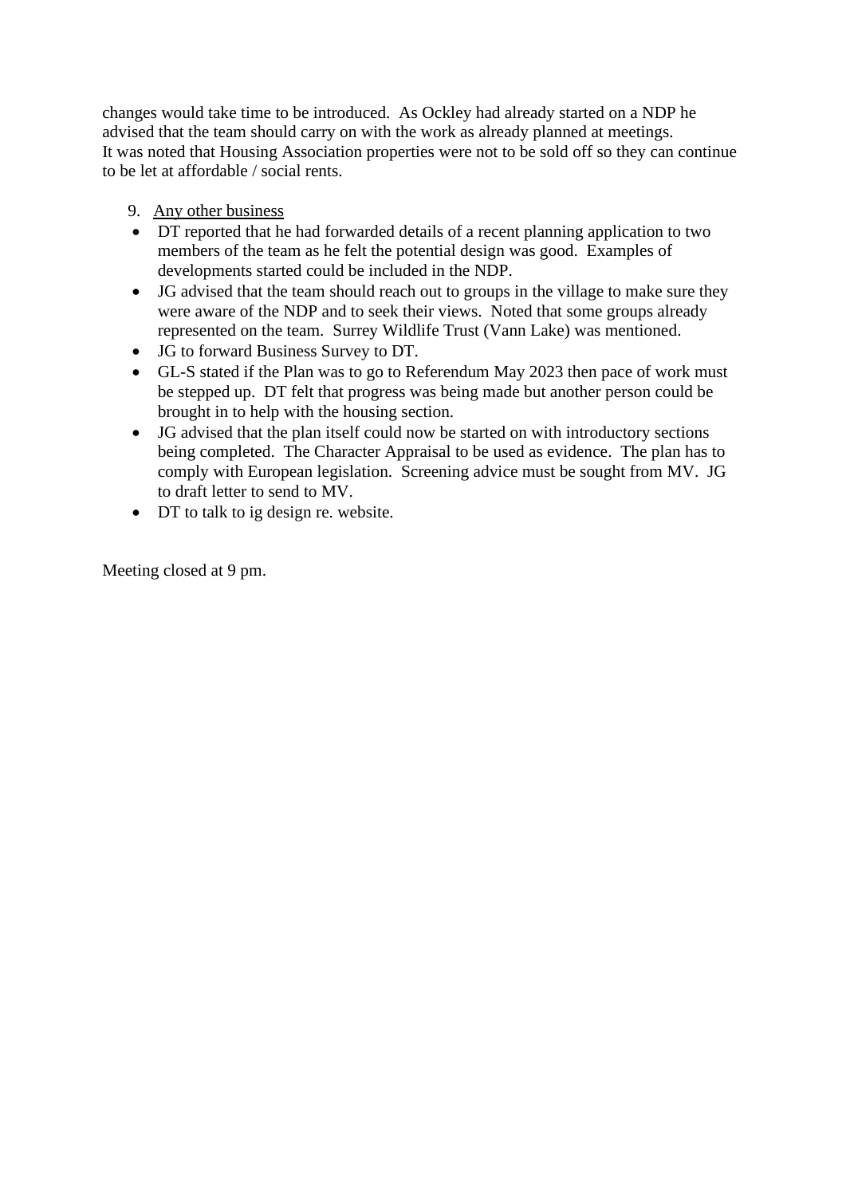changes would take time to be introduced. As Ockley had already started on a NDP he advised that the team should carry on with the work as already planned at meetings.
It was noted that Housing Association properties were not to be sold off so they can continue to be let at affordable / social rents.

9. <u>Any other business</u>

- DT reported that he had forwarded details of a recent planning application to two members of the team as he felt the potential design was good. Examples of developments started could be included in the NDP.
- JG advised that the team should reach out to groups in the village to make sure they were aware of the NDP and to seek their views. Noted that some groups already represented on the team. Surrey Wildlife Trust (Vann Lake) was mentioned.
- JG to forward Business Survey to DT.
- GL-S stated if the Plan was to go to Referendum May 2023 then pace of work must be stepped up. DT felt that progress was being made but another person could be brought in to help with the housing section.
- JG advised that the plan itself could now be started on with introductory sections being completed. The Character Appraisal to be used as evidence. The plan has to comply with European legislation. Screening advice must be sought from MV. JG to draft letter to send to MV.
- DT to talk to ig design re. website.

Meeting closed at 9 pm.